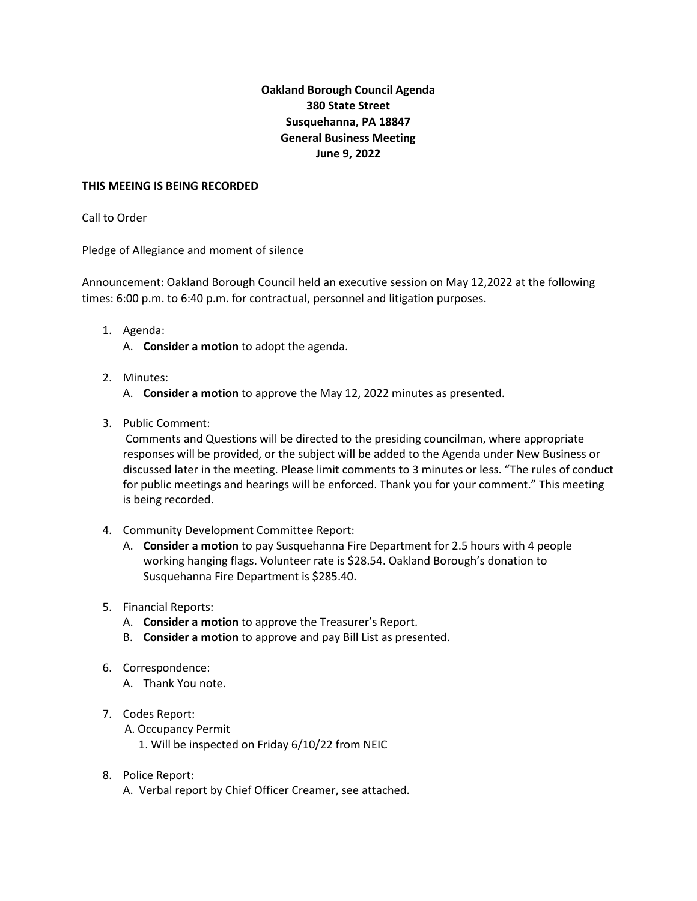**Oakland Borough Council Agenda**
**380 State Street**
**Susquehanna, PA 18847**
**General Business Meeting**
**June 9, 2022**

**THIS MEEING IS BEING RECORDED**

Call to Order

Pledge of Allegiance and moment of silence

Announcement: Oakland Borough Council held an executive session on May 12,2022 at the following times: 6:00 p.m. to 6:40 p.m. for contractual, personnel and litigation purposes.

1. Agenda:
   A. **Consider a motion** to adopt the agenda.

2. Minutes:
   A. **Consider a motion** to approve the May 12, 2022 minutes as presented.

3. Public Comment:
   Comments and Questions will be directed to the presiding councilman, where appropriate responses will be provided, or the subject will be added to the Agenda under New Business or discussed later in the meeting. Please limit comments to 3 minutes or less. "The rules of conduct for public meetings and hearings will be enforced. Thank you for your comment." This meeting is being recorded.

4. Community Development Committee Report:
   A. **Consider a motion** to pay Susquehanna Fire Department for 2.5 hours with 4 people working hanging flags. Volunteer rate is $28.54. Oakland Borough's donation to Susquehanna Fire Department is $285.40.

5. Financial Reports:
   A. **Consider a motion** to approve the Treasurer's Report.
   B. **Consider a motion** to approve and pay Bill List as presented.

6. Correspondence:
   A. Thank You note.

7. Codes Report:
   A. Occupancy Permit
      1. Will be inspected on Friday 6/10/22 from NEIC

8. Police Report:
   A. Verbal report by Chief Officer Creamer, see attached.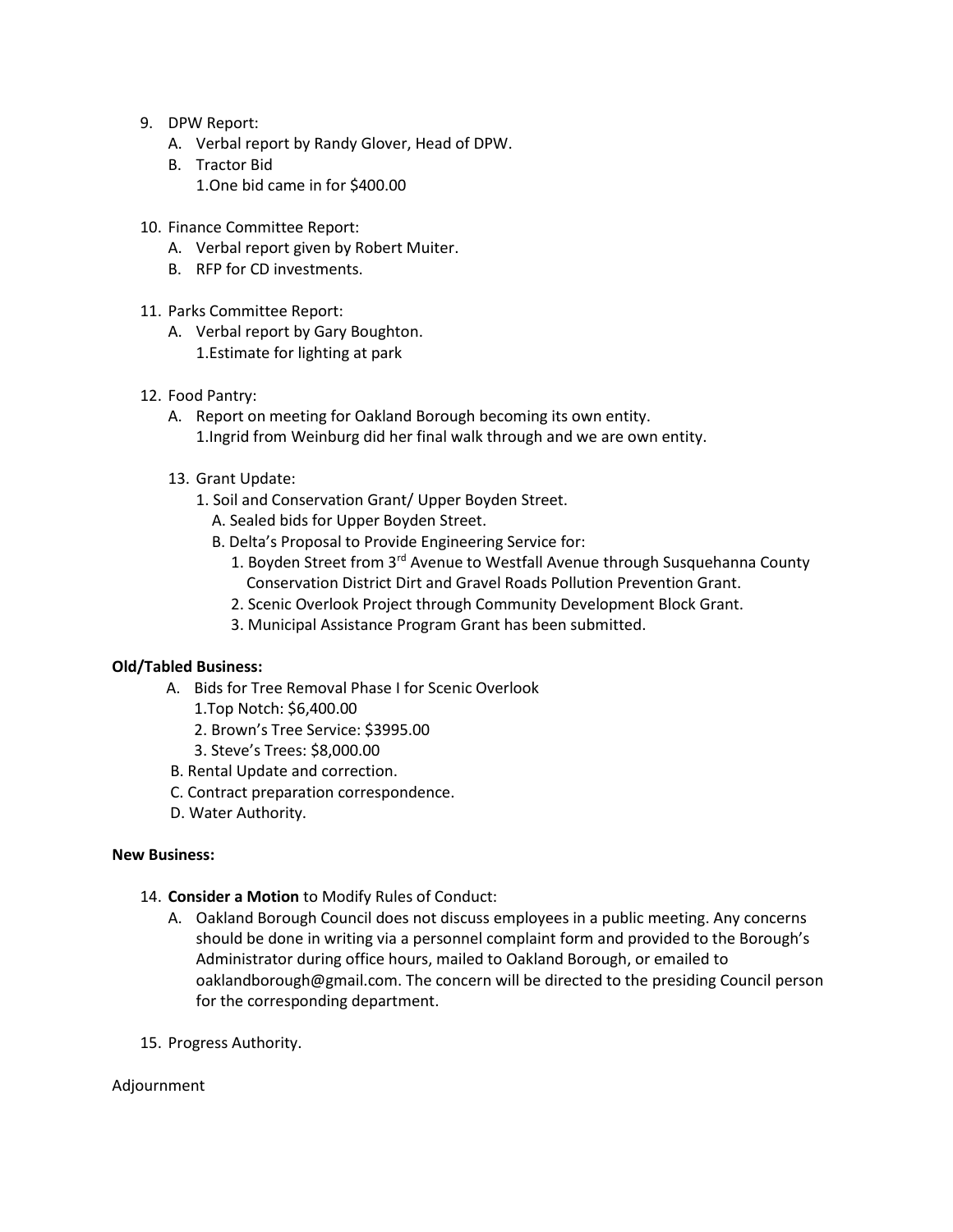9. DPW Report:
   A. Verbal report by Randy Glover, Head of DPW.
   B. Tractor Bid
      1.One bid came in for $400.00

10. Finance Committee Report:
    A. Verbal report given by Robert Muiter.
    B. RFP for CD investments.

11. Parks Committee Report:
    A. Verbal report by Gary Boughton.
       1.Estimate for lighting at park

12. Food Pantry:
    A. Report on meeting for Oakland Borough becoming its own entity.
       1.Ingrid from Weinburg did her final walk through and we are own entity.

    13. Grant Update:
        1. Soil and Conservation Grant/ Upper Boyden Street.
           A. Sealed bids for Upper Boyden Street.
           B. Delta's Proposal to Provide Engineering Service for:
              1. Boyden Street from 3rd Avenue to Westfall Avenue through Susquehanna County Conservation District Dirt and Gravel Roads Pollution Prevention Grant.
              2. Scenic Overlook Project through Community Development Block Grant.
              3. Municipal Assistance Program Grant has been submitted.

**Old/Tabled Business:**

A. Bids for Tree Removal Phase I for Scenic Overlook
   1.Top Notch: $6,400.00
   2. Brown's Tree Service: $3995.00
   3. Steve's Trees: $8,000.00

B. Rental Update and correction.

C. Contract preparation correspondence.

D. Water Authority.

**New Business:**

14. **Consider a Motion** to Modify Rules of Conduct:
    A. Oakland Borough Council does not discuss employees in a public meeting. Any concerns should be done in writing via a personnel complaint form and provided to the Borough's Administrator during office hours, mailed to Oakland Borough, or emailed to oaklandborough@gmail.com. The concern will be directed to the presiding Council person for the corresponding department.

15. Progress Authority.

Adjournment